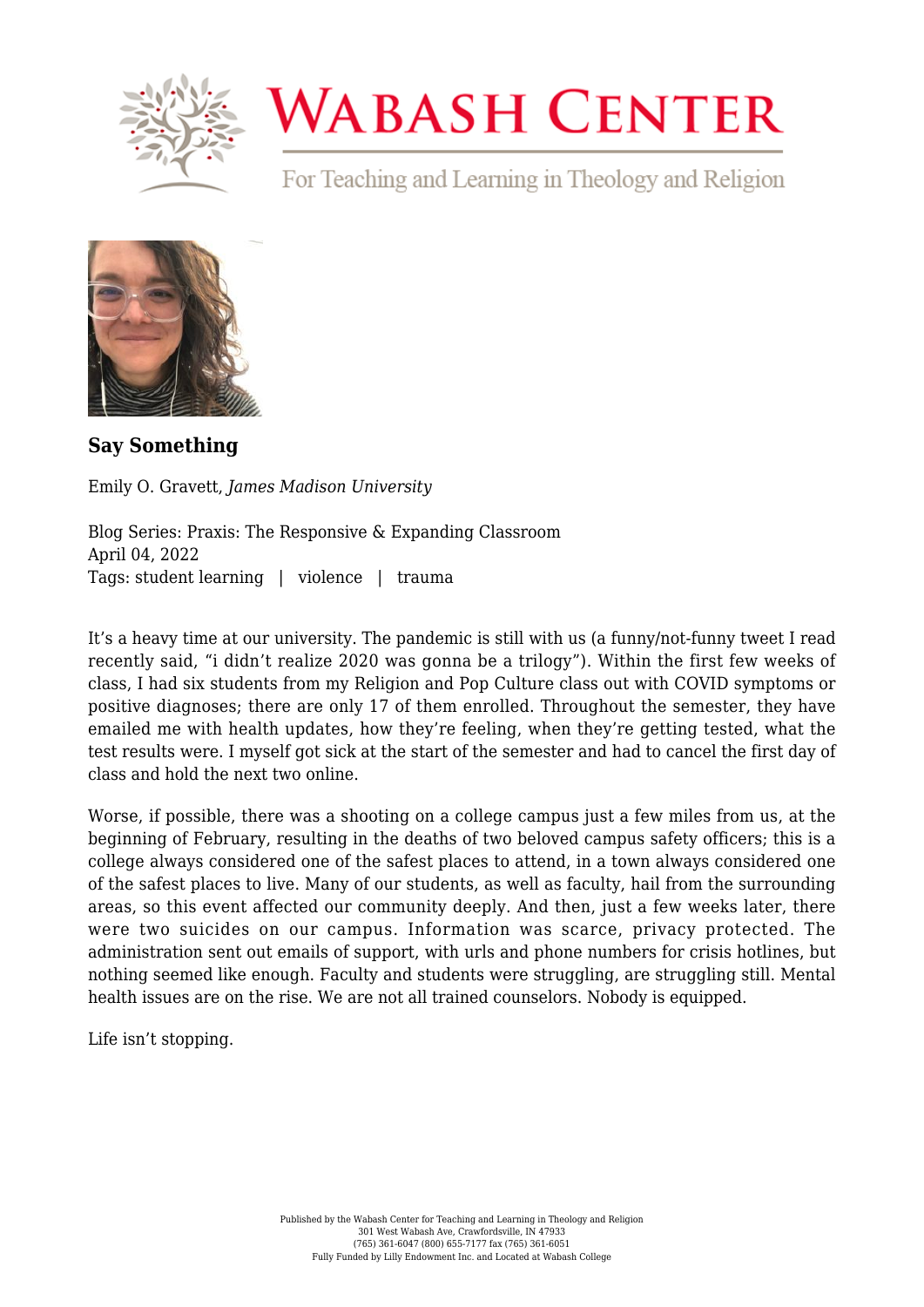### Say Something

Emily O. Gravett, *James Madison University*

Blog Series: Praxis: The Responsive & Expanding Classroom
April 04, 2022
Tags: student learning | violence | trauma

It's a heavy time at our university. The pandemic is still with us (a funny/not-funny tweet I read recently said, "i didn't realize 2020 was gonna be a trilogy"). Within the first few weeks of class, I had six students from my Religion and Pop Culture class out with COVID symptoms or positive diagnoses; there are only 17 of them enrolled. Throughout the semester, they have emailed me with health updates, how they're feeling, when they're getting tested, what the test results were. I myself got sick at the start of the semester and had to cancel the first day of class and hold the next two online.

Worse, if possible, there was a shooting on a college campus just a few miles from us, at the beginning of February, resulting in the deaths of two beloved campus safety officers; this is a college always considered one of the safest places to attend, in a town always considered one of the safest places to live. Many of our students, as well as faculty, hail from the surrounding areas, so this event affected our community deeply. And then, just a few weeks later, there were two suicides on our campus. Information was scarce, privacy protected. The administration sent out emails of support, with urls and phone numbers for crisis hotlines, but nothing seemed like enough. Faculty and students were struggling, are struggling still. Mental health issues are on the rise. We are not all trained counselors. Nobody is equipped.

Life isn't stopping.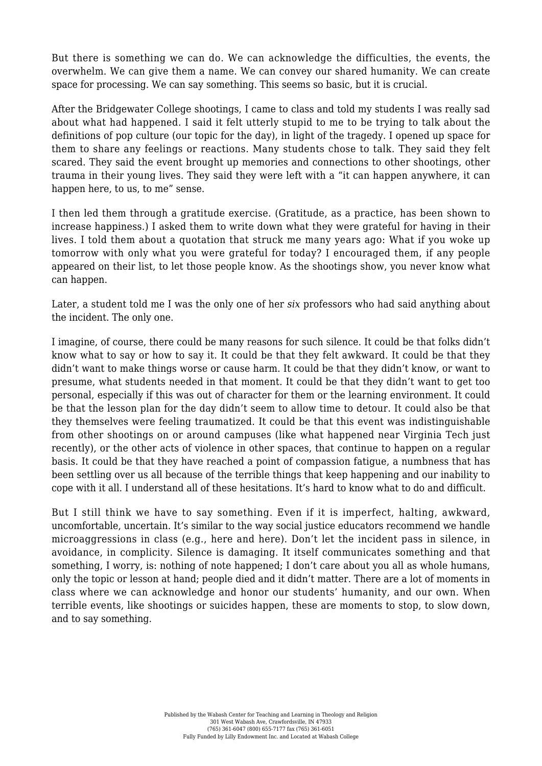But there is something we can do. We can acknowledge the difficulties, the events, the overwhelm. We can give them a name. We can convey our shared humanity. We can create space for processing. We can say something. This seems so basic, but it is crucial.

After the Bridgewater College shootings, I came to class and told my students I was really sad about what had happened. I said it felt utterly stupid to me to be trying to talk about the definitions of pop culture (our topic for the day), in light of the tragedy. I opened up space for them to share any feelings or reactions. Many students chose to talk. They said they felt scared. They said the event brought up memories and connections to other shootings, other trauma in their young lives. They said they were left with a "it can happen anywhere, it can happen here, to us, to me" sense.

I then led them through a gratitude exercise. (Gratitude, as a practice, has been shown to increase happiness.) I asked them to write down what they were grateful for having in their lives. I told them about a quotation that struck me many years ago: What if you woke up tomorrow with only what you were grateful for today? I encouraged them, if any people appeared on their list, to let those people know. As the shootings show, you never know what can happen.

Later, a student told me I was the only one of her *six* professors who had said anything about the incident. The only one.

I imagine, of course, there could be many reasons for such silence. It could be that folks didn't know what to say or how to say it. It could be that they felt awkward. It could be that they didn't want to make things worse or cause harm. It could be that they didn't know, or want to presume, what students needed in that moment. It could be that they didn't want to get too personal, especially if this was out of character for them or the learning environment. It could be that the lesson plan for the day didn't seem to allow time to detour. It could also be that they themselves were feeling traumatized. It could be that this event was indistinguishable from other shootings on or around campuses (like what happened near Virginia Tech just recently), or the other acts of violence in other spaces, that continue to happen on a regular basis. It could be that they have reached a point of compassion fatigue, a numbness that has been settling over us all because of the terrible things that keep happening and our inability to cope with it all. I understand all of these hesitations. It's hard to know what to do and difficult.

But I still think we have to say something. Even if it is imperfect, halting, awkward, uncomfortable, uncertain. It's similar to the way social justice educators recommend we handle microaggressions in class (e.g., here and here). Don't let the incident pass in silence, in avoidance, in complicity. Silence is damaging. It itself communicates something and that something, I worry, is: nothing of note happened; I don't care about you all as whole humans, only the topic or lesson at hand; people died and it didn't matter. There are a lot of moments in class where we can acknowledge and honor our students' humanity, and our own. When terrible events, like shootings or suicides happen, these are moments to stop, to slow down, and to say something.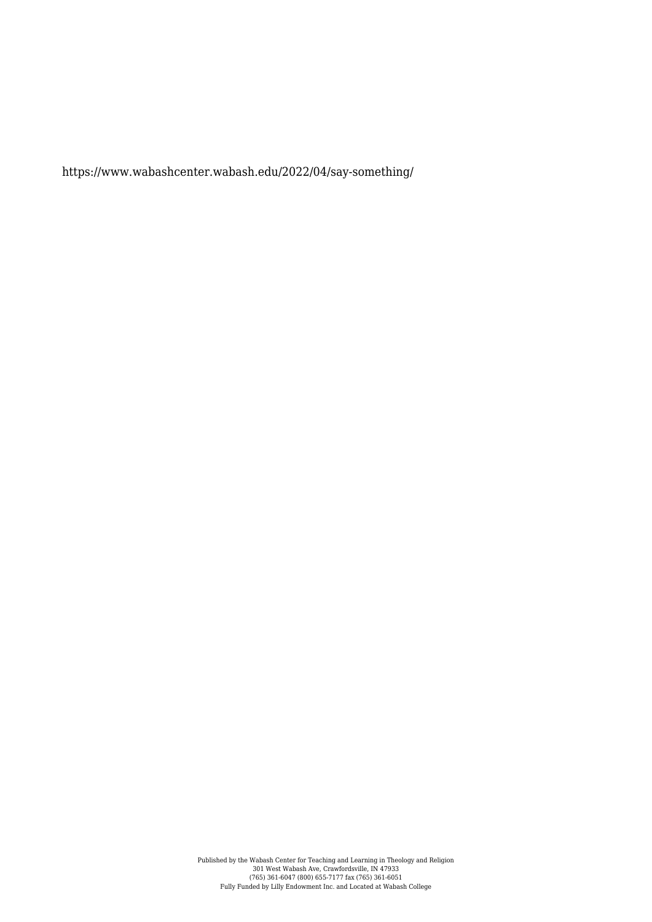https://www.wabashcenter.wabash.edu/2022/04/say-something/